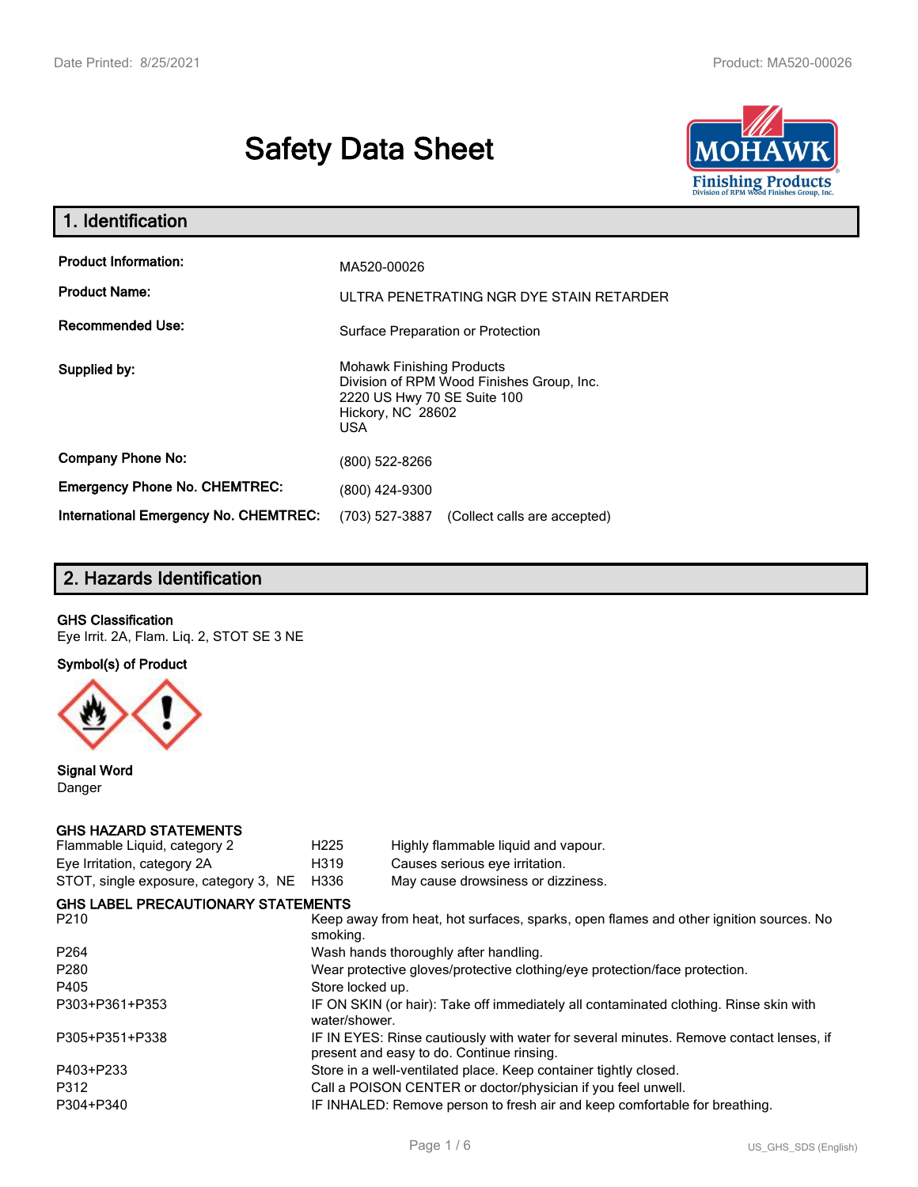# Safety Data Sheet

## 1. Identification

| | |
|---|---|
| **Product Information:** | MA520-00026 |
| **Product Name:** | ULTRA PENETRATING NGR DYE STAIN RETARDER |
| **Recommended Use:** | Surface Preparation or Protection |
| **Supplied by:** | Mohawk Finishing Products<br>Division of RPM Wood Finishes Group, Inc.<br>2220 US Hwy 70 SE Suite 100<br>Hickory, NC 28602<br>USA |
| **Company Phone No:** | (800) 522-8266 |
| **Emergency Phone No. CHEMTREC:** | (800) 424-9300 |
| **International Emergency No. CHEMTREC:** | (703) 527-3887 (Collect calls are accepted) |

## 2. Hazards Identification

**GHS Classification**

Eye Irrit. 2A, Flam. Liq. 2, STOT SE 3 NE

**Symbol(s) of Product**

**Signal Word**

Danger

**GHS HAZARD STATEMENTS**

| | | |
|---|---|---|
| Flammable Liquid, category 2 | H225 | Highly flammable liquid and vapour. |
| Eye Irritation, category 2A | H319 | Causes serious eye irritation. |
| STOT, single exposure, category 3, NE | H336 | May cause drowsiness or dizziness. |

**GHS LABEL PRECAUTIONARY STATEMENTS**

| | |
|---|---|
| P210 | Keep away from heat, hot surfaces, sparks, open flames and other ignition sources. No smoking. |
| P264 | Wash hands thoroughly after handling. |
| P280 | Wear protective gloves/protective clothing/eye protection/face protection. |
| P405 | Store locked up. |
| P303+P361+P353 | IF ON SKIN (or hair): Take off immediately all contaminated clothing. Rinse skin with water/shower. |
| P305+P351+P338 | IF IN EYES: Rinse cautiously with water for several minutes. Remove contact lenses, if present and easy to do. Continue rinsing. |
| P403+P233 | Store in a well-ventilated place. Keep container tightly closed. |
| P312 | Call a POISON CENTER or doctor/physician if you feel unwell. |
| P304+P340 | IF INHALED: Remove person to fresh air and keep comfortable for breathing. |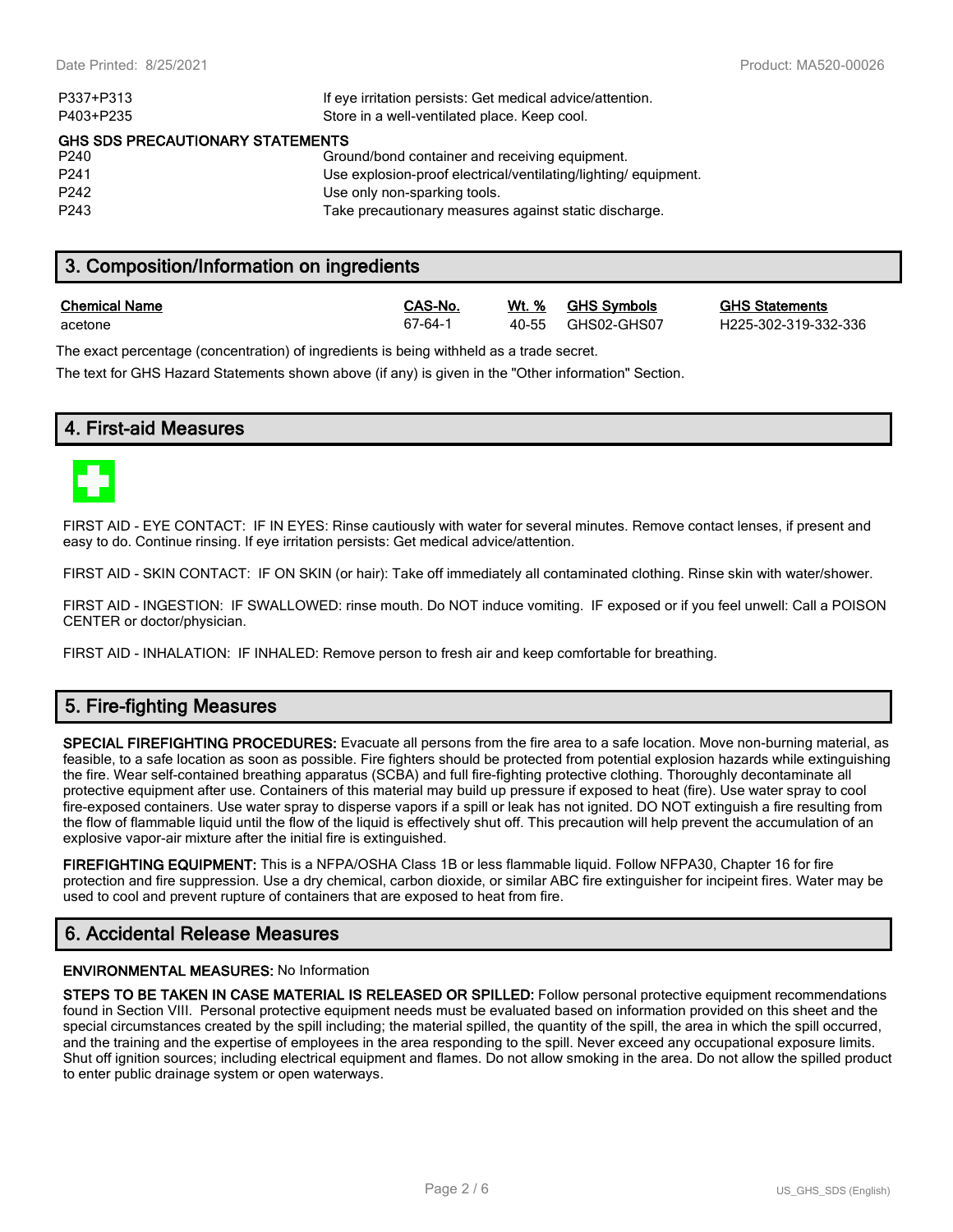| | |
|---|---|
| P337+P313 | If eye irritation persists: Get medical advice/attention. |
| P403+P235 | Store in a well-ventilated place. Keep cool. |

**GHS SDS PRECAUTIONARY STATEMENTS**

| | |
|---|---|
| P240 | Ground/bond container and receiving equipment. |
| P241 | Use explosion-proof electrical/ventilating/lighting/ equipment. |
| P242 | Use only non-sparking tools. |
| P243 | Take precautionary measures against static discharge. |

## 3. Composition/Information on ingredients

| Chemical Name | CAS-No. | Wt. % | GHS Symbols | GHS Statements |
|---|---|---|---|---|
| acetone | 67-64-1 | 40-55 | GHS02-GHS07 | H225-302-319-332-336 |

The exact percentage (concentration) of ingredients is being withheld as a trade secret.

The text for GHS Hazard Statements shown above (if any) is given in the "Other information" Section.

## 4. First-aid Measures

FIRST AID - EYE CONTACT: IF IN EYES: Rinse cautiously with water for several minutes. Remove contact lenses, if present and easy to do. Continue rinsing. If eye irritation persists: Get medical advice/attention.

FIRST AID - SKIN CONTACT: IF ON SKIN (or hair): Take off immediately all contaminated clothing. Rinse skin with water/shower.

FIRST AID - INGESTION: IF SWALLOWED: rinse mouth. Do NOT induce vomiting. IF exposed or if you feel unwell: Call a POISON CENTER or doctor/physician.

FIRST AID - INHALATION: IF INHALED: Remove person to fresh air and keep comfortable for breathing.

## 5. Fire-fighting Measures

**SPECIAL FIREFIGHTING PROCEDURES:** Evacuate all persons from the fire area to a safe location. Move non-burning material, as feasible, to a safe location as soon as possible. Fire fighters should be protected from potential explosion hazards while extinguishing the fire. Wear self-contained breathing apparatus (SCBA) and full fire-fighting protective clothing. Thoroughly decontaminate all protective equipment after use. Containers of this material may build up pressure if exposed to heat (fire). Use water spray to cool fire-exposed containers. Use water spray to disperse vapors if a spill or leak has not ignited. DO NOT extinguish a fire resulting from the flow of flammable liquid until the flow of the liquid is effectively shut off. This precaution will help prevent the accumulation of an explosive vapor-air mixture after the initial fire is extinguished.

**FIREFIGHTING EQUIPMENT:** This is a NFPA/OSHA Class 1B or less flammable liquid. Follow NFPA30, Chapter 16 for fire protection and fire suppression. Use a dry chemical, carbon dioxide, or similar ABC fire extinguisher for incipeint fires. Water may be used to cool and prevent rupture of containers that are exposed to heat from fire.

## 6. Accidental Release Measures

**ENVIRONMENTAL MEASURES:** No Information

**STEPS TO BE TAKEN IN CASE MATERIAL IS RELEASED OR SPILLED:** Follow personal protective equipment recommendations found in Section VIII. Personal protective equipment needs must be evaluated based on information provided on this sheet and the special circumstances created by the spill including; the material spilled, the quantity of the spill, the area in which the spill occurred, and the training and the expertise of employees in the area responding to the spill. Never exceed any occupational exposure limits. Shut off ignition sources; including electrical equipment and flames. Do not allow smoking in the area. Do not allow the spilled product to enter public drainage system or open waterways.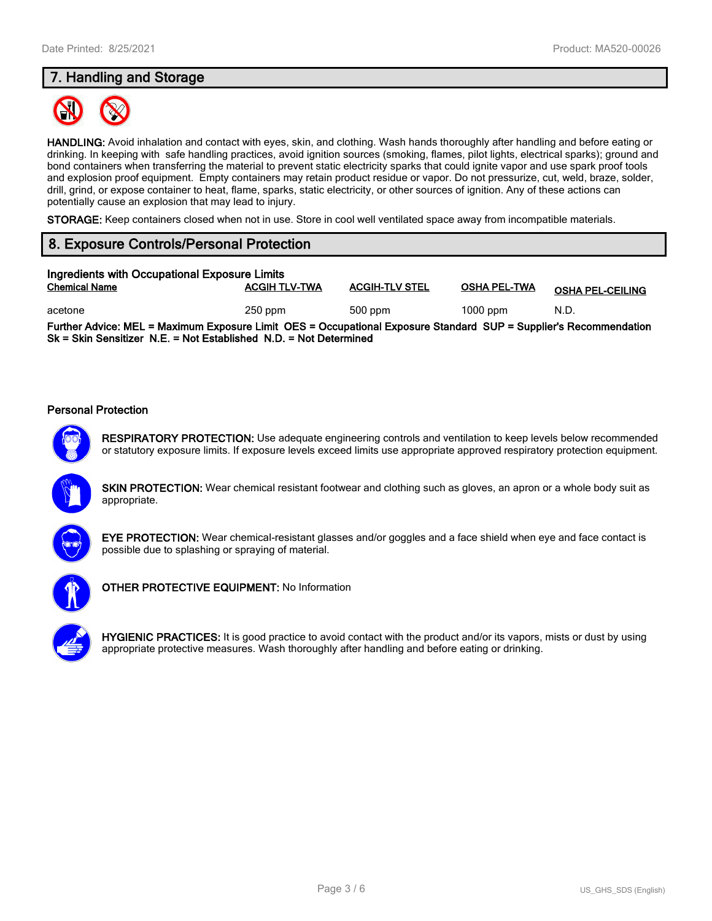## 7. Handling and Storage

**HANDLING:** Avoid inhalation and contact with eyes, skin, and clothing. Wash hands thoroughly after handling and before eating or drinking. In keeping with safe handling practices, avoid ignition sources (smoking, flames, pilot lights, electrical sparks); ground and bond containers when transferring the material to prevent static electricity sparks that could ignite vapor and use spark proof tools and explosion proof equipment. Empty containers may retain product residue or vapor. Do not pressurize, cut, weld, braze, solder, drill, grind, or expose container to heat, flame, sparks, static electricity, or other sources of ignition. Any of these actions can potentially cause an explosion that may lead to injury.

**STORAGE:** Keep containers closed when not in use. Store in cool well ventilated space away from incompatible materials.

## 8. Exposure Controls/Personal Protection

### Ingredients with Occupational Exposure Limits

| Chemical Name | ACGIH TLV-TWA | ACGIH-TLV STEL | OSHA PEL-TWA | OSHA PEL-CEILING |
|---|---|---|---|---|
| acetone | 250 ppm | 500 ppm | 1000 ppm | N.D. |

**Further Advice: MEL = Maximum Exposure Limit OES = Occupational Exposure Standard SUP = Supplier's Recommendation Sk = Skin Sensitizer N.E. = Not Established N.D. = Not Determined**

### Personal Protection

**RESPIRATORY PROTECTION:** Use adequate engineering controls and ventilation to keep levels below recommended or statutory exposure limits. If exposure levels exceed limits use appropriate approved respiratory protection equipment.

**SKIN PROTECTION:** Wear chemical resistant footwear and clothing such as gloves, an apron or a whole body suit as appropriate.

**EYE PROTECTION:** Wear chemical-resistant glasses and/or goggles and a face shield when eye and face contact is possible due to splashing or spraying of material.

**OTHER PROTECTIVE EQUIPMENT:** No Information

**HYGIENIC PRACTICES:** It is good practice to avoid contact with the product and/or its vapors, mists or dust by using appropriate protective measures. Wash thoroughly after handling and before eating or drinking.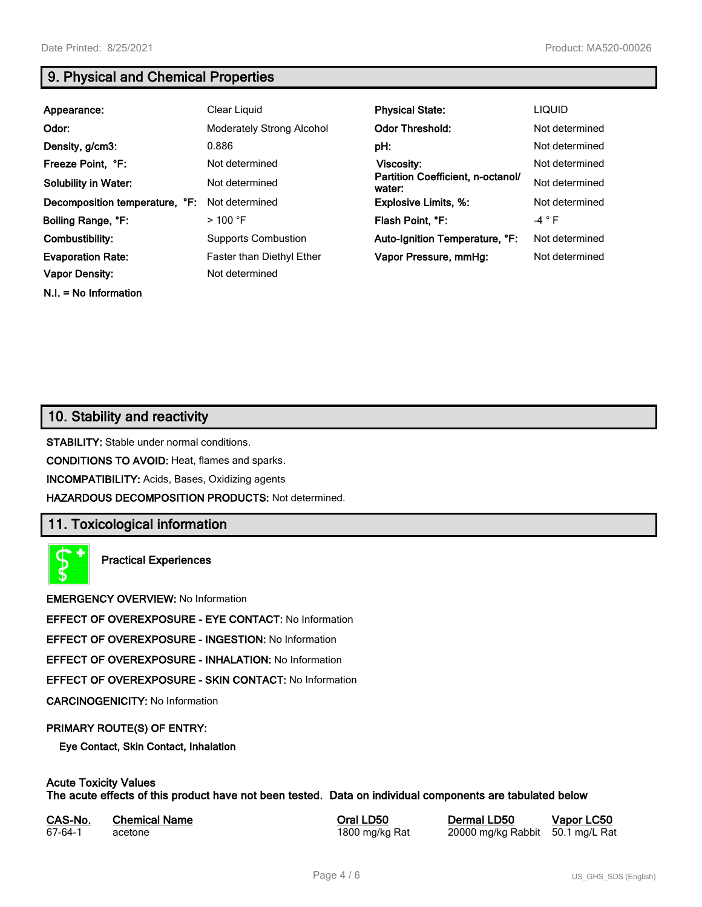## 9. Physical and Chemical Properties

| | | | |
|---|---|---|---|
| **Appearance:** | Clear Liquid | **Physical State:** | LIQUID |
| **Odor:** | Moderately Strong Alcohol | **Odor Threshold:** | Not determined |
| **Density, g/cm3:** | 0.886 | **pH:** | Not determined |
| **Freeze Point, °F:** | Not determined | **Viscosity:** | Not determined |
| **Solubility in Water:** | Not determined | **Partition Coefficient, n-octanol/ water:** | Not determined |
| **Decomposition temperature, °F:** | Not determined | **Explosive Limits, %:** | Not determined |
| **Boiling Range, °F:** | > 100 °F | **Flash Point, °F:** | -4 ° F |
| **Combustibility:** | Supports Combustion | **Auto-Ignition Temperature, °F:** | Not determined |
| **Evaporation Rate:** | Faster than Diethyl Ether | **Vapor Pressure, mmHg:** | Not determined |
| **Vapor Density:** | Not determined | | |

**N.I. = No Information**

## 10. Stability and reactivity

**STABILITY:** Stable under normal conditions.

**CONDITIONS TO AVOID:** Heat, flames and sparks.

**INCOMPATIBILITY:** Acids, Bases, Oxidizing agents

**HAZARDOUS DECOMPOSITION PRODUCTS:** Not determined.

## 11. Toxicological information

**Practical Experiences**

**EMERGENCY OVERVIEW:** No Information

**EFFECT OF OVEREXPOSURE - EYE CONTACT:** No Information

**EFFECT OF OVEREXPOSURE - INGESTION:** No Information

**EFFECT OF OVEREXPOSURE - INHALATION:** No Information

**EFFECT OF OVEREXPOSURE - SKIN CONTACT:** No Information

**CARCINOGENICITY:** No Information

**PRIMARY ROUTE(S) OF ENTRY:**

**Eye Contact, Skin Contact, Inhalation**

**Acute Toxicity Values**
**The acute effects of this product have not been tested. Data on individual components are tabulated below**

| CAS-No. | Chemical Name | Oral LD50 | Dermal LD50 | Vapor LC50 |
|---|---|---|---|---|
| 67-64-1 | acetone | 1800 mg/kg Rat | 20000 mg/kg Rabbit | 50.1 mg/L Rat |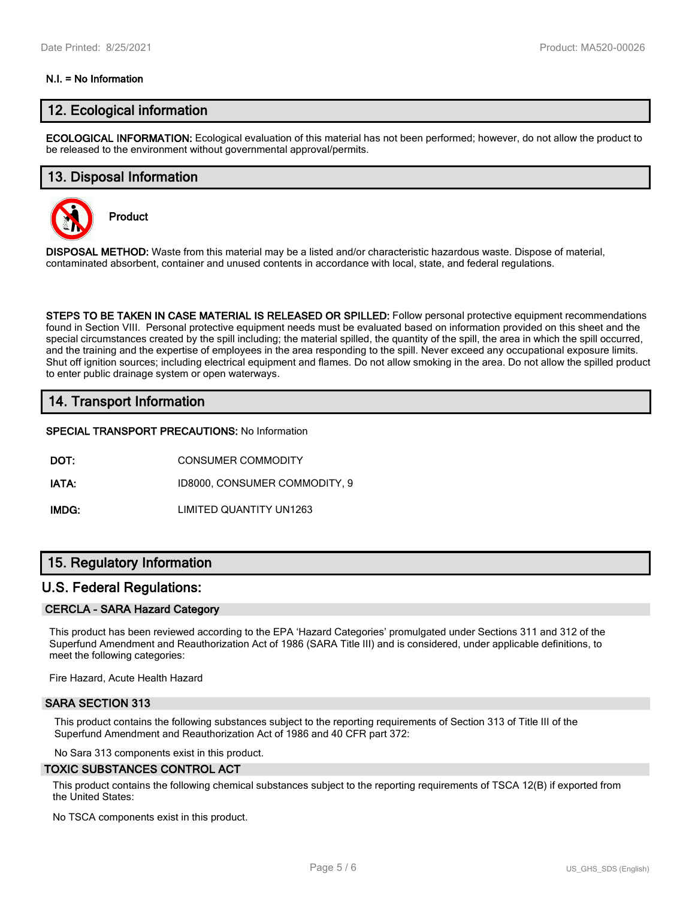**N.I. = No Information**

## 12. Ecological information

**ECOLOGICAL INFORMATION:** Ecological evaluation of this material has not been performed; however, do not allow the product to be released to the environment without governmental approval/permits.

## 13. Disposal Information

**Product**

**DISPOSAL METHOD:** Waste from this material may be a listed and/or characteristic hazardous waste. Dispose of material, contaminated absorbent, container and unused contents in accordance with local, state, and federal regulations.

**STEPS TO BE TAKEN IN CASE MATERIAL IS RELEASED OR SPILLED:** Follow personal protective equipment recommendations found in Section VIII. Personal protective equipment needs must be evaluated based on information provided on this sheet and the special circumstances created by the spill including; the material spilled, the quantity of the spill, the area in which the spill occurred, and the training and the expertise of employees in the area responding to the spill. Never exceed any occupational exposure limits. Shut off ignition sources; including electrical equipment and flames. Do not allow smoking in the area. Do not allow the spilled product to enter public drainage system or open waterways.

## 14. Transport Information

**SPECIAL TRANSPORT PRECAUTIONS:** No Information

| | |
|---|---|
| **DOT:** | CONSUMER COMMODITY |
| **IATA:** | ID8000, CONSUMER COMMODITY, 9 |
| **IMDG:** | LIMITED QUANTITY UN1263 |

## 15. Regulatory Information

## U.S. Federal Regulations:

### CERCLA - SARA Hazard Category

This product has been reviewed according to the EPA 'Hazard Categories' promulgated under Sections 311 and 312 of the Superfund Amendment and Reauthorization Act of 1986 (SARA Title III) and is considered, under applicable definitions, to meet the following categories:

Fire Hazard, Acute Health Hazard

### SARA SECTION 313

This product contains the following substances subject to the reporting requirements of Section 313 of Title III of the Superfund Amendment and Reauthorization Act of 1986 and 40 CFR part 372:

No Sara 313 components exist in this product.

### TOXIC SUBSTANCES CONTROL ACT

This product contains the following chemical substances subject to the reporting requirements of TSCA 12(B) if exported from the United States:

No TSCA components exist in this product.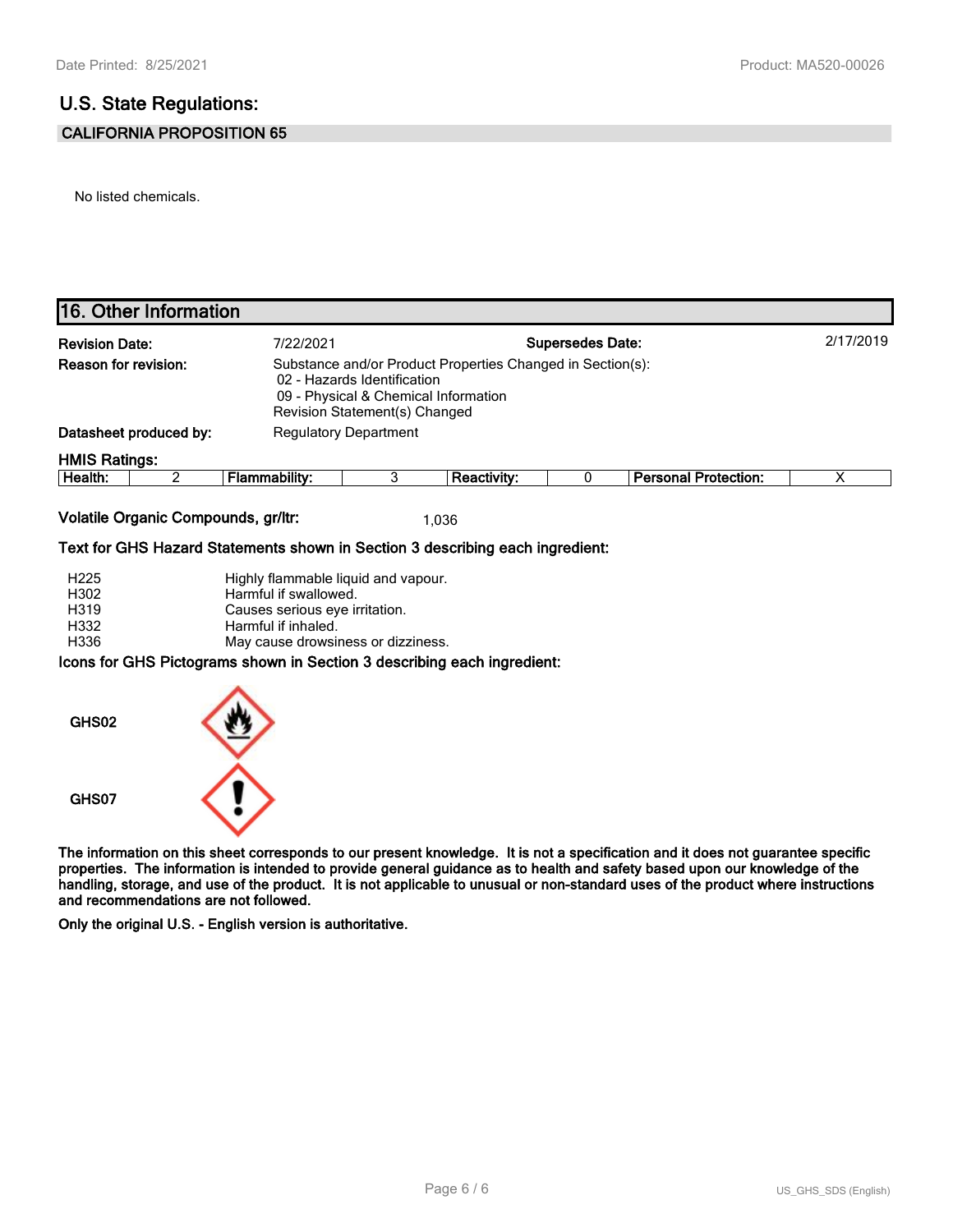## U.S. State Regulations:

### CALIFORNIA PROPOSITION 65

No listed chemicals.

## 16. Other Information

**Revision Date:** 7/22/2021

**Supersedes Date:** 2/17/2019

**Reason for revision:** Substance and/or Product Properties Changed in Section(s):
02 - Hazards Identification
09 - Physical & Chemical Information
Revision Statement(s) Changed

**Datasheet produced by:** Regulatory Department

**HMIS Ratings:**

| Health: | 2 | Flammability: | 3 | Reactivity: | 0 | Personal Protection: | X |
|---|---|---|---|---|---|---|---|

**Volatile Organic Compounds, gr/ltr:** 1,036

**Text for GHS Hazard Statements shown in Section 3 describing each ingredient:**

| | |
|---|---|
| H225 | Highly flammable liquid and vapour. |
| H302 | Harmful if swallowed. |
| H319 | Causes serious eye irritation. |
| H332 | Harmful if inhaled. |
| H336 | May cause drowsiness or dizziness. |

**Icons for GHS Pictograms shown in Section 3 describing each ingredient:**

GHS02

GHS07

**The information on this sheet corresponds to our present knowledge. It is not a specification and it does not guarantee specific properties. The information is intended to provide general guidance as to health and safety based upon our knowledge of the handling, storage, and use of the product. It is not applicable to unusual or non-standard uses of the product where instructions and recommendations are not followed.**

**Only the original U.S. - English version is authoritative.**